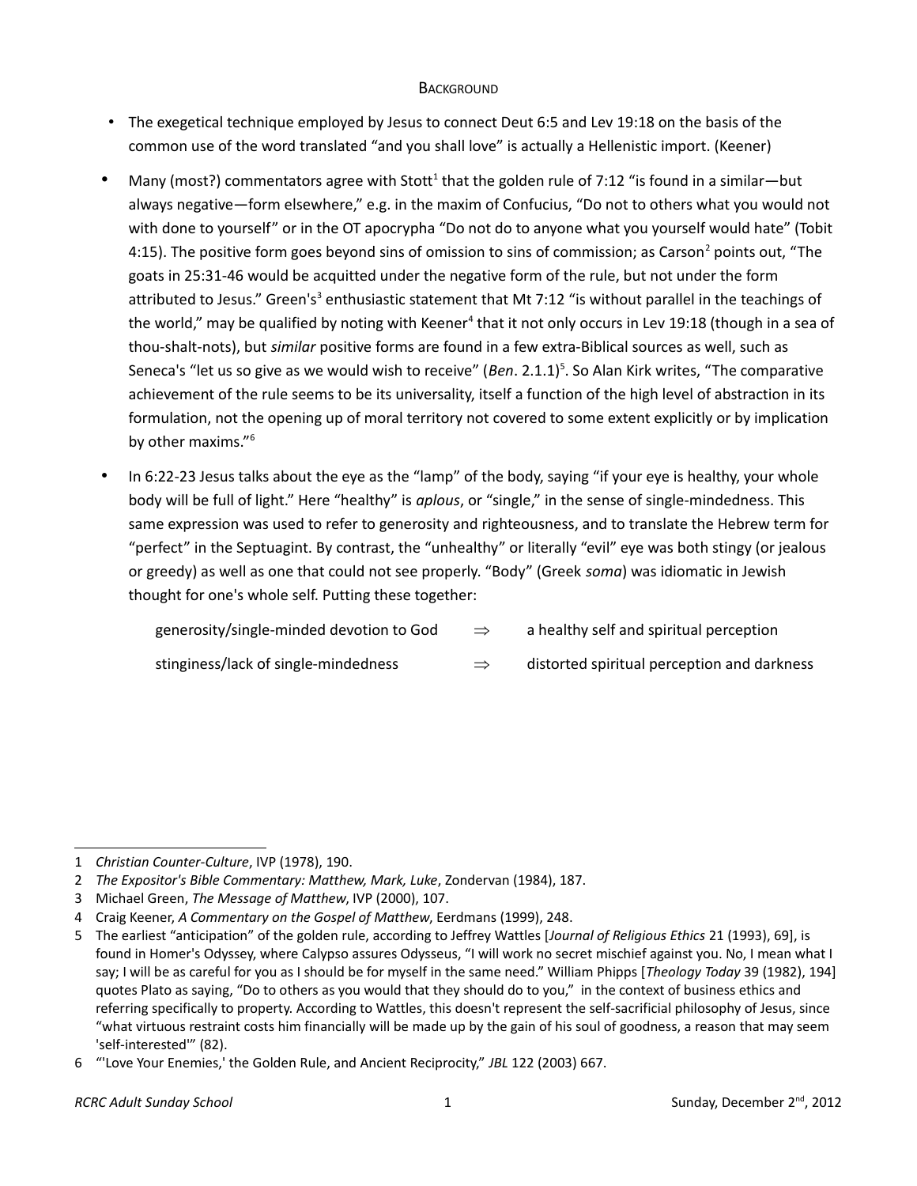## Background

- The exegetical technique employed by Jesus to connect Deut 6:5 and Lev 19:18 on the basis of the common use of the word translated "and you shall love" is actually a Hellenistic import. (Keener)

- Many (most?) commentators agree with Stott[1] that the golden rule of 7:12 "is found in a similar—but always negative—form elsewhere," e.g. in the maxim of Confucius, "Do not to others what you would not with done to yourself" or in the OT apocrypha "Do not do to anyone what you yourself would hate" (Tobit 4:15). The positive form goes beyond sins of omission to sins of commission; as Carson[2] points out, "The goats in 25:31-46 would be acquitted under the negative form of the rule, but not under the form attributed to Jesus." Green's[3] enthusiastic statement that Mt 7:12 "is without parallel in the teachings of the world," may be qualified by noting with Keener[4] that it not only occurs in Lev 19:18 (though in a sea of thou-shalt-nots), but *similar* positive forms are found in a few extra-Biblical sources as well, such as Seneca's "let us so give as we would wish to receive" (*Ben*. 2.1.1)[5]. So Alan Kirk writes, "The comparative achievement of the rule seems to be its universality, itself a function of the high level of abstraction in its formulation, not the opening up of moral territory not covered to some extent explicitly or by implication by other maxims."[6]

- In 6:22-23 Jesus talks about the eye as the "lamp" of the body, saying "if your eye is healthy, your whole body will be full of light." Here "healthy" is *aplous*, or "single," in the sense of single-mindedness. This same expression was used to refer to generosity and righteousness, and to translate the Hebrew term for "perfect" in the Septuagint. By contrast, the "unhealthy" or literally "evil" eye was both stingy (or jealous or greedy) as well as one that could not see properly. "Body" (Greek *soma*) was idiomatic in Jewish thought for one's whole self. Putting these together:

  generosity/single-minded devotion to God $\Rightarrow$ a healthy self and spiritual perception

  stinginess/lack of single-mindedness $\Rightarrow$ distorted spiritual perception and darkness

---

1 *Christian Counter-Culture*, IVP (1978), 190.

2 *The Expositor's Bible Commentary: Matthew, Mark, Luke*, Zondervan (1984), 187.

3 Michael Green, *The Message of Matthew*, IVP (2000), 107.

4 Craig Keener, *A Commentary on the Gospel of Matthew*, Eerdmans (1999), 248.

5 The earliest "anticipation" of the golden rule, according to Jeffrey Wattles [*Journal of Religious Ethics* 21 (1993), 69], is found in Homer's Odyssey, where Calypso assures Odysseus, "I will work no secret mischief against you. No, I mean what I say; I will be as careful for you as I should be for myself in the same need." William Phipps [*Theology Today* 39 (1982), 194] quotes Plato as saying, "Do to others as you would that they should do to you," in the context of business ethics and referring specifically to property. According to Wattles, this doesn't represent the self-sacrificial philosophy of Jesus, since "what virtuous restraint costs him financially will be made up by the gain of his soul of goodness, a reason that may seem 'self-interested'" (82).

6 "'Love Your Enemies,' the Golden Rule, and Ancient Reciprocity," *JBL* 122 (2003) 667.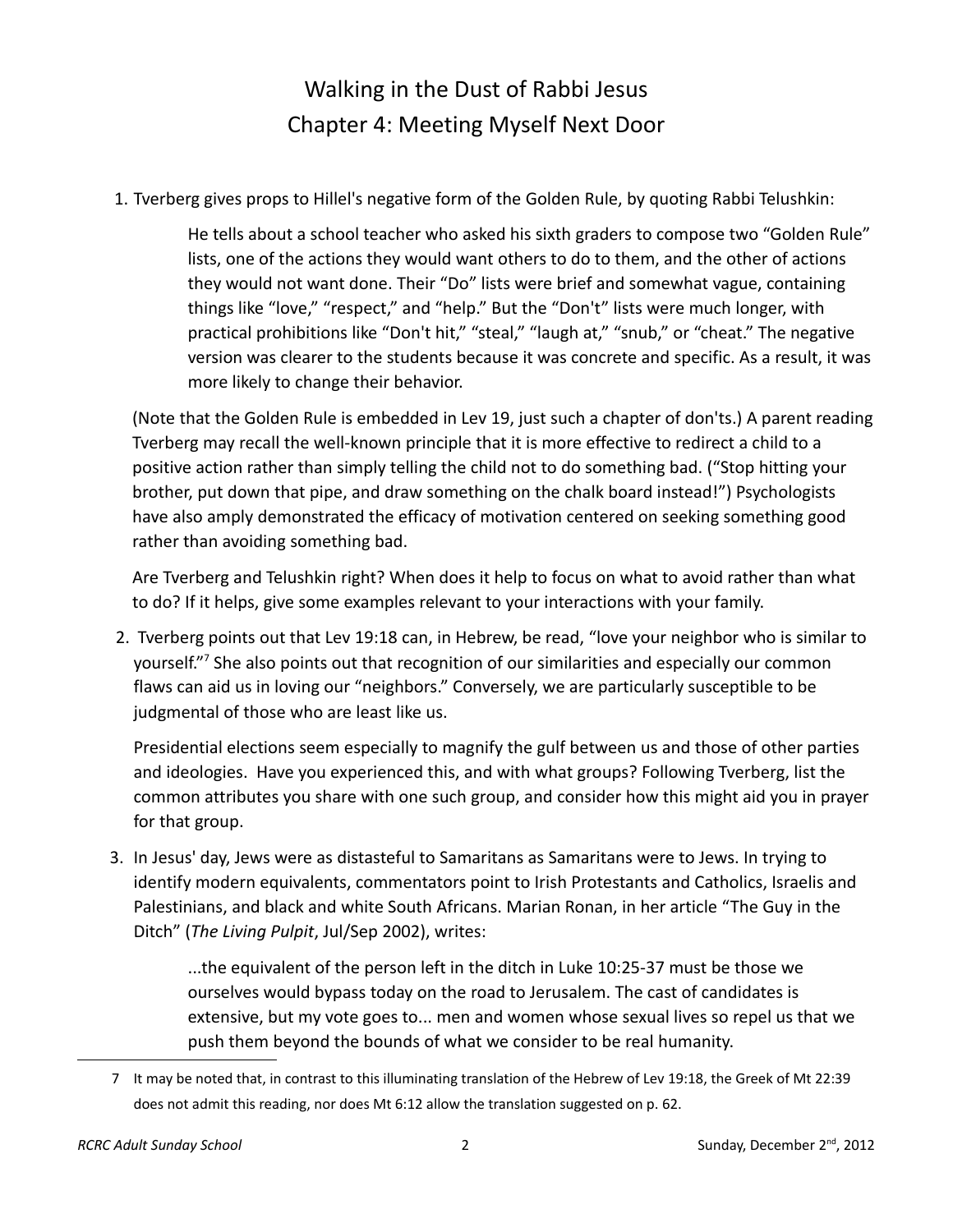# Walking in the Dust of Rabbi Jesus
# Chapter 4: Meeting Myself Next Door

1. Tverberg gives props to Hillel's negative form of the Golden Rule, by quoting Rabbi Telushkin:

    > He tells about a school teacher who asked his sixth graders to compose two "Golden Rule" lists, one of the actions they would want others to do to them, and the other of actions they would not want done. Their "Do" lists were brief and somewhat vague, containing things like "love," "respect," and "help." But the "Don't" lists were much longer, with practical prohibitions like "Don't hit," "steal," "laugh at," "snub," or "cheat." The negative version was clearer to the students because it was concrete and specific. As a result, it was more likely to change their behavior.

    (Note that the Golden Rule is embedded in Lev 19, just such a chapter of don'ts.) A parent reading Tverberg may recall the well-known principle that it is more effective to redirect a child to a positive action rather than simply telling the child not to do something bad. ("Stop hitting your brother, put down that pipe, and draw something on the chalk board instead!") Psychologists have also amply demonstrated the efficacy of motivation centered on seeking something good rather than avoiding something bad.

    Are Tverberg and Telushkin right? When does it help to focus on what to avoid rather than what to do? If it helps, give some examples relevant to your interactions with your family.

2. Tverberg points out that Lev 19:18 can, in Hebrew, be read, "love your neighbor who is similar to yourself."[7] She also points out that recognition of our similarities and especially our common flaws can aid us in loving our "neighbors." Conversely, we are particularly susceptible to be judgmental of those who are least like us.

    Presidential elections seem especially to magnify the gulf between us and those of other parties and ideologies. Have you experienced this, and with what groups? Following Tverberg, list the common attributes you share with one such group, and consider how this might aid you in prayer for that group.

3. In Jesus' day, Jews were as distasteful to Samaritans as Samaritans were to Jews. In trying to identify modern equivalents, commentators point to Irish Protestants and Catholics, Israelis and Palestinians, and black and white South Africans. Marian Ronan, in her article "The Guy in the Ditch" (*The Living Pulpit*, Jul/Sep 2002), writes:

    > ...the equivalent of the person left in the ditch in Luke 10:25-37 must be those we ourselves would bypass today on the road to Jerusalem. The cast of candidates is extensive, but my vote goes to... men and women whose sexual lives so repel us that we push them beyond the bounds of what we consider to be real humanity.

---

7 It may be noted that, in contrast to this illuminating translation of the Hebrew of Lev 19:18, the Greek of Mt 22:39 does not admit this reading, nor does Mt 6:12 allow the translation suggested on p. 62.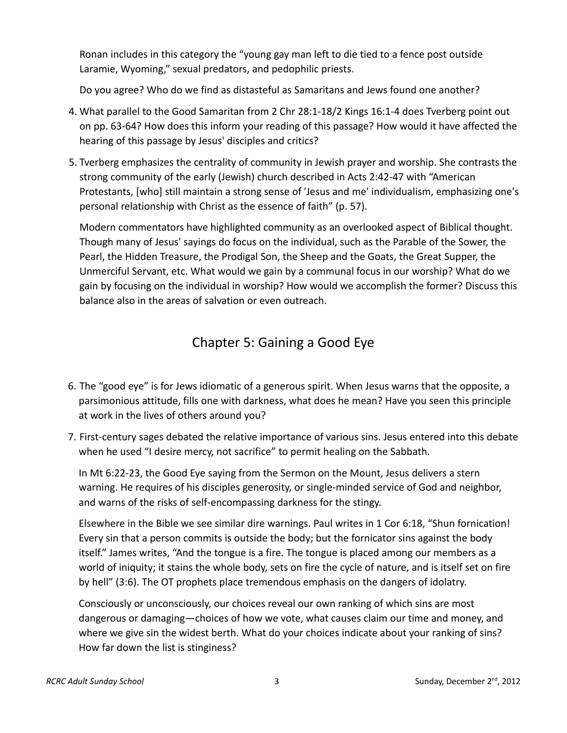Ronan includes in this category the "young gay man left to die tied to a fence post outside Laramie, Wyoming," sexual predators, and pedophilic priests.

Do you agree? Who do we find as distasteful as Samaritans and Jews found one another?

4. What parallel to the Good Samaritan from 2 Chr 28:1-18/2 Kings 16:1-4 does Tverberg point out on pp. 63-64? How does this inform your reading of this passage? How would it have affected the hearing of this passage by Jesus' disciples and critics?

5. Tverberg emphasizes the centrality of community in Jewish prayer and worship. She contrasts the strong community of the early (Jewish) church described in Acts 2:42-47 with "American Protestants, [who] still maintain a strong sense of 'Jesus and me' individualism, emphasizing one's personal relationship with Christ as the essence of faith" (p. 57).

   Modern commentators have highlighted community as an overlooked aspect of Biblical thought. Though many of Jesus' sayings do focus on the individual, such as the Parable of the Sower, the Pearl, the Hidden Treasure, the Prodigal Son, the Sheep and the Goats, the Great Supper, the Unmerciful Servant, etc. What would we gain by a communal focus in our worship? What do we gain by focusing on the individual in worship? How would we accomplish the former? Discuss this balance also in the areas of salvation or even outreach.

## Chapter 5: Gaining a Good Eye

6. The "good eye" is for Jews idiomatic of a generous spirit. When Jesus warns that the opposite, a parsimonious attitude, fills one with darkness, what does he mean? Have you seen this principle at work in the lives of others around you?

7. First-century sages debated the relative importance of various sins. Jesus entered into this debate when he used "I desire mercy, not sacrifice" to permit healing on the Sabbath.

   In Mt 6:22-23, the Good Eye saying from the Sermon on the Mount, Jesus delivers a stern warning. He requires of his disciples generosity, or single-minded service of God and neighbor, and warns of the risks of self-encompassing darkness for the stingy.

   Elsewhere in the Bible we see similar dire warnings. Paul writes in 1 Cor 6:18, "Shun fornication! Every sin that a person commits is outside the body; but the fornicator sins against the body itself." James writes, "And the tongue is a fire. The tongue is placed among our members as a world of iniquity; it stains the whole body, sets on fire the cycle of nature, and is itself set on fire by hell" (3:6). The OT prophets place tremendous emphasis on the dangers of idolatry.

   Consciously or unconsciously, our choices reveal our own ranking of which sins are most dangerous or damaging—choices of how we vote, what causes claim our time and money, and where we give sin the widest berth. What do your choices indicate about your ranking of sins? How far down the list is stinginess?